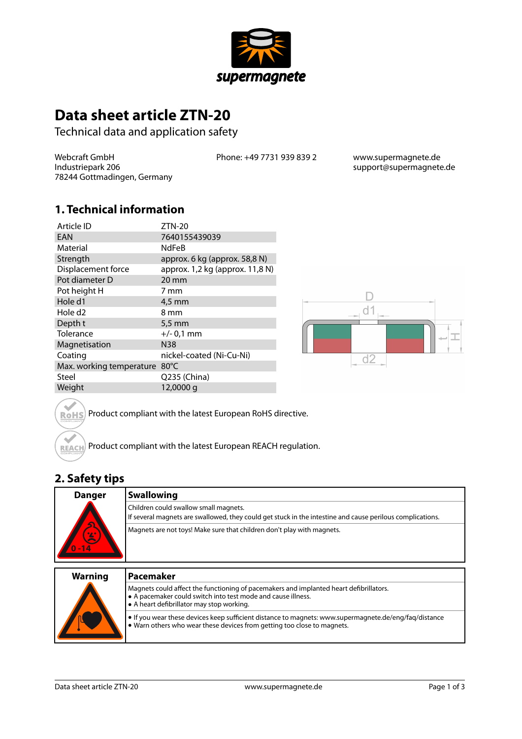# Data sheet article ZTN-20

Technical data and application safety

Webcraft GmbH
Industriepark 206
78244 Gottmadingen, Germany

Phone: +49 7731 939 839 2

www.supermagnete.de
support@supermagnete.de

## 1. Technical information

| Article ID | ZTN-20 |
|---|---|
| EAN | 7640155439039 |
| Material | NdFeB |
| Strength | approx. 6 kg (approx. 58,8 N) |
| Displacement force | approx. 1,2 kg (approx. 11,8 N) |
| Pot diameter D | 20 mm |
| Pot height H | 7 mm |
| Hole d1 | 4,5 mm |
| Hole d2 | 8 mm |
| Depth t | 5,5 mm |
| Tolerance | +/- 0,1 mm |
| Magnetisation | N38 |
| Coating | nickel-coated (Ni-Cu-Ni) |
| Max. working temperature | 80°C |
| Steel | Q235 (China) |
| Weight | 12,0000 g |

Product compliant with the latest European RoHS directive.

Product compliant with the latest European REACH regulation.

## 2. Safety tips

| Danger | Swallowing |
|---|---|
| | Children could swallow small magnets.<br>If several magnets are swallowed, they could get stuck in the intestine and cause perilous complications. |
| | Magnets are not toys! Make sure that children don't play with magnets. |

| Warning | Pacemaker |
|---|---|
| | Magnets could affect the functioning of pacemakers and implanted heart defibrillators.<br>• A pacemaker could switch into test mode and cause illness.<br>• A heart defibrillator may stop working. |
| | • If you wear these devices keep sufficient distance to magnets: www.supermagnete.de/eng/faq/distance<br>• Warn others who wear these devices from getting too close to magnets. |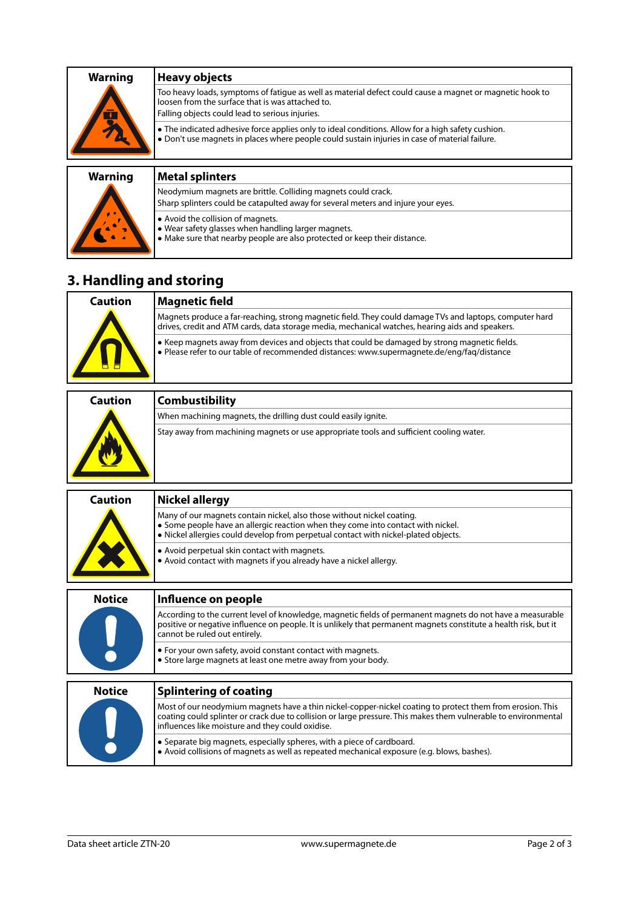| Warning | Heavy objects |
|---|---|
| | Too heavy loads, symptoms of fatigue as well as material defect could cause a magnet or magnetic hook to loosen from the surface that is was attached to.<br>Falling objects could lead to serious injuries. |
| | • The indicated adhesive force applies only to ideal conditions. Allow for a high safety cushion.<br>• Don't use magnets in places where people could sustain injuries in case of material failure. |

| Warning | Metal splinters |
|---|---|
| | Neodymium magnets are brittle. Colliding magnets could crack.<br>Sharp splinters could be catapulted away for several meters and injure your eyes. |
| | • Avoid the collision of magnets.<br>• Wear safety glasses when handling larger magnets.<br>• Make sure that nearby people are also protected or keep their distance. |

## 3. Handling and storing

| Caution | Magnetic field |
|---|---|
| | Magnets produce a far-reaching, strong magnetic field. They could damage TVs and laptops, computer hard drives, credit and ATM cards, data storage media, mechanical watches, hearing aids and speakers. |
| | • Keep magnets away from devices and objects that could be damaged by strong magnetic fields.<br>• Please refer to our table of recommended distances: www.supermagnete.de/eng/faq/distance |

| Caution | Combustibility |
|---|---|
| | When machining magnets, the drilling dust could easily ignite. |
| | Stay away from machining magnets or use appropriate tools and sufficient cooling water. |

| Caution | Nickel allergy |
|---|---|
| | Many of our magnets contain nickel, also those without nickel coating.<br>• Some people have an allergic reaction when they come into contact with nickel.<br>• Nickel allergies could develop from perpetual contact with nickel-plated objects. |
| | • Avoid perpetual skin contact with magnets.<br>• Avoid contact with magnets if you already have a nickel allergy. |

| Notice | Influence on people |
|---|---|
| | According to the current level of knowledge, magnetic fields of permanent magnets do not have a measurable positive or negative influence on people. It is unlikely that permanent magnets constitute a health risk, but it cannot be ruled out entirely. |
| | • For your own safety, avoid constant contact with magnets.<br>• Store large magnets at least one metre away from your body. |

| Notice | Splintering of coating |
|---|---|
| | Most of our neodymium magnets have a thin nickel-copper-nickel coating to protect them from erosion. This coating could splinter or crack due to collision or large pressure. This makes them vulnerable to environmental influences like moisture and they could oxidise. |
| | • Separate big magnets, especially spheres, with a piece of cardboard.<br>• Avoid collisions of magnets as well as repeated mechanical exposure (e.g. blows, bashes). |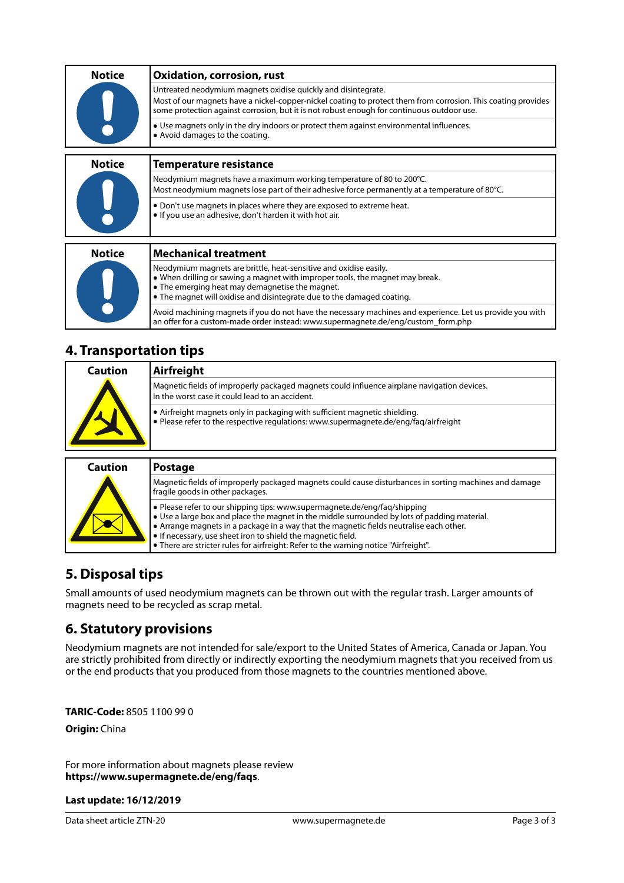| Notice | Oxidation, corrosion, rust |
|---|---|
| | Untreated neodymium magnets oxidise quickly and disintegrate.<br>Most of our magnets have a nickel-copper-nickel coating to protect them from corrosion. This coating provides some protection against corrosion, but it is not robust enough for continuous outdoor use. |
| | • Use magnets only in the dry indoors or protect them against environmental influences.<br>• Avoid damages to the coating. |

| Notice | Temperature resistance |
|---|---|
| | Neodymium magnets have a maximum working temperature of 80 to 200°C.<br>Most neodymium magnets lose part of their adhesive force permanently at a temperature of 80°C. |
| | • Don't use magnets in places where they are exposed to extreme heat.<br>• If you use an adhesive, don't harden it with hot air. |

| Notice | Mechanical treatment |
|---|---|
| | Neodymium magnets are brittle, heat-sensitive and oxidise easily.<br>• When drilling or sawing a magnet with improper tools, the magnet may break.<br>• The emerging heat may demagnetise the magnet.<br>• The magnet will oxidise and disintegrate due to the damaged coating. |
| | Avoid machining magnets if you do not have the necessary machines and experience. Let us provide you with an offer for a custom-made order instead: www.supermagnete.de/eng/custom_form.php |

## 4. Transportation tips

| Caution | Airfreight |
|---|---|
| | Magnetic fields of improperly packaged magnets could influence airplane navigation devices.<br>In the worst case it could lead to an accident. |
| | • Airfreight magnets only in packaging with sufficient magnetic shielding.<br>• Please refer to the respective regulations: www.supermagnete.de/eng/faq/airfreight |

| Caution | Postage |
|---|---|
| | Magnetic fields of improperly packaged magnets could cause disturbances in sorting machines and damage fragile goods in other packages. |
| | • Please refer to our shipping tips: www.supermagnete.de/eng/faq/shipping<br>• Use a large box and place the magnet in the middle surrounded by lots of padding material.<br>• Arrange magnets in a package in a way that the magnetic fields neutralise each other.<br>• If necessary, use sheet iron to shield the magnetic field.<br>• There are stricter rules for airfreight: Refer to the warning notice "Airfreight". |

## 5. Disposal tips

Small amounts of used neodymium magnets can be thrown out with the regular trash. Larger amounts of magnets need to be recycled as scrap metal.

## 6. Statutory provisions

Neodymium magnets are not intended for sale/export to the United States of America, Canada or Japan. You are strictly prohibited from directly or indirectly exporting the neodymium magnets that you received from us or the end products that you produced from those magnets to the countries mentioned above.

**TARIC-Code:** 8505 1100 99 0

**Origin:** China

For more information about magnets please review
**https://www.supermagnete.de/eng/faqs**.

**Last update: 16/12/2019**